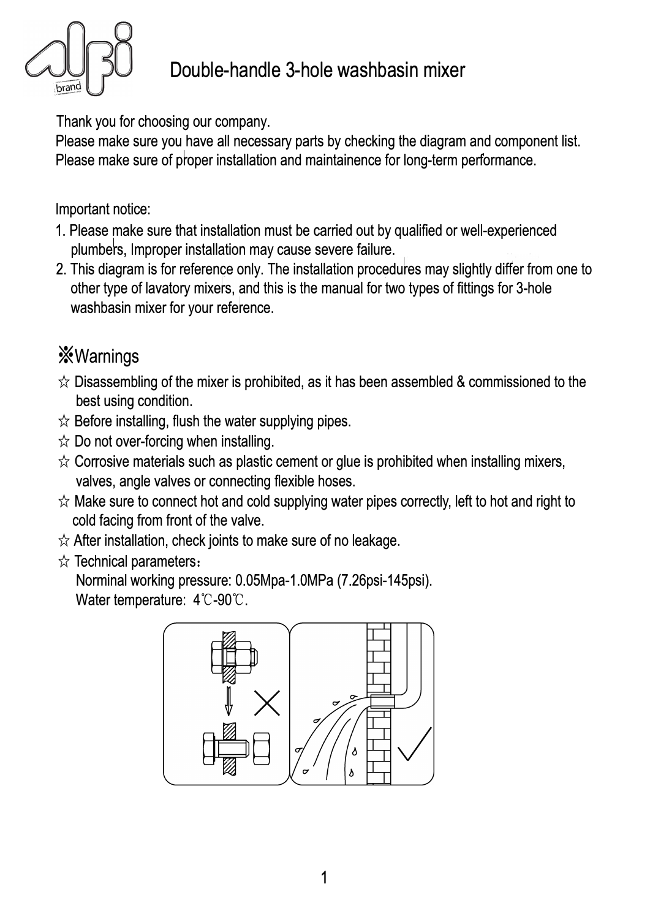# Double-handle 3-hole washbasin mixer

Thank you for choosing our company.
Please make sure you have all necessary parts by checking the diagram and component list.
Please make sure of proper installation and maintainence for long-term performance.

Important notice:

1. Please make sure that installation must be carried out by qualified or well-experienced plumbers, Improper installation may cause severe failure.
2. This diagram is for reference only. The installation procedures may slightly differ from one to other type of lavatory mixers, and this is the manual for two types of fittings for 3-hole washbasin mixer for your reference.

## ※Warnings

☆ Disassembling of the mixer is prohibited, as it has been assembled & commissioned to the best using condition.
☆ Before installing, flush the water supplying pipes.
☆ Do not over-forcing when installing.
☆ Corrosive materials such as plastic cement or glue is prohibited when installing mixers, valves, angle valves or connecting flexible hoses.
☆ Make sure to connect hot and cold supplying water pipes correctly, left to hot and right to cold facing from front of the valve.
☆ After installation, check joints to make sure of no leakage.
☆ Technical parameters：
Norminal working pressure: 0.05Mpa-1.0MPa (7.26psi-145psi).
Water temperature: 4℃-90℃.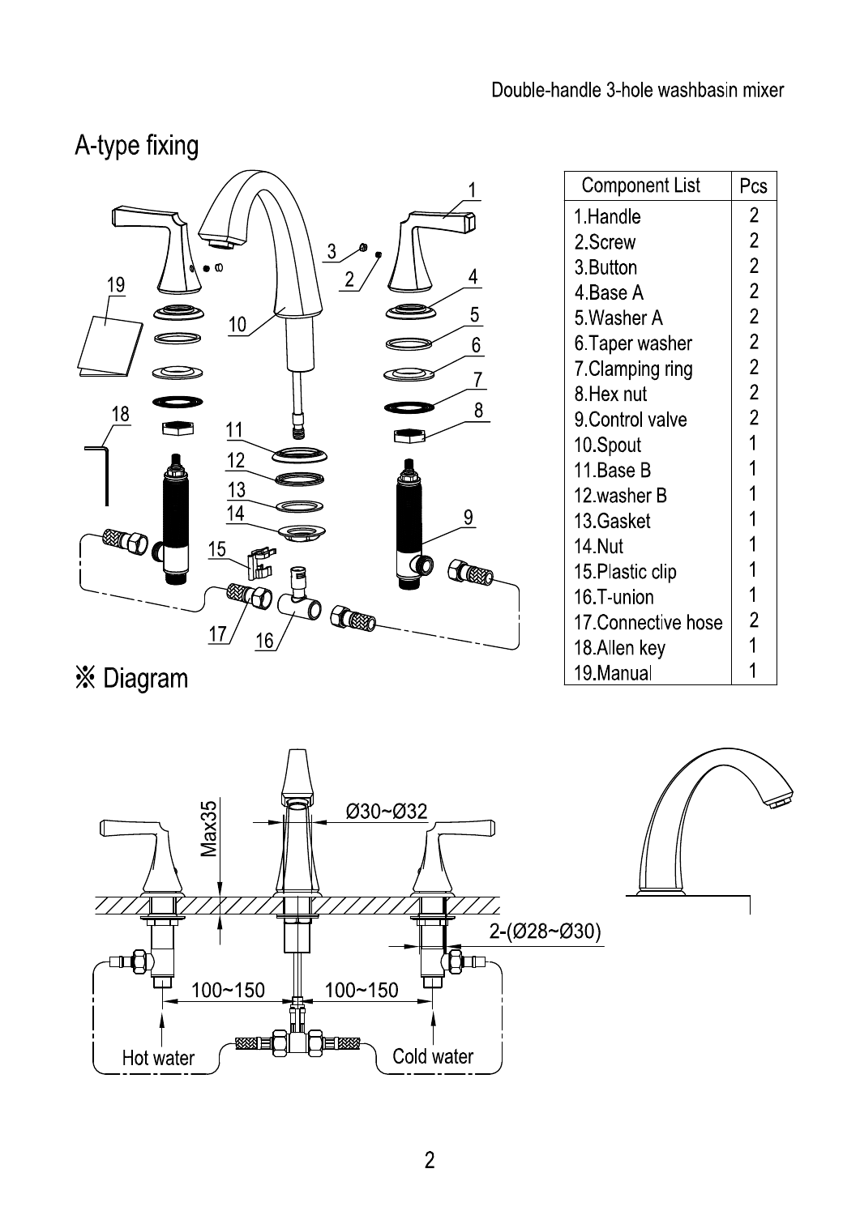Double-handle 3-hole washbasin mixer

## A-type fixing

| Component List | Pcs |
|---|---|
| 1.Handle | 2 |
| 2.Screw | 2 |
| 3.Button | 2 |
| 4.Base A | 2 |
| 5.Washer A | 2 |
| 6.Taper washer | 2 |
| 7.Clamping ring | 2 |
| 8.Hex nut | 2 |
| 9.Control valve | 2 |
| 10.Spout | 1 |
| 11.Base B | 1 |
| 12.washer B | 1 |
| 13.Gasket | 1 |
| 14.Nut | 1 |
| 15.Plastic clip | 1 |
| 16.T-union | 1 |
| 17.Connective hose | 2 |
| 18.Allen key | 1 |
| 19.Manual | 1 |

## ※ Diagram

Max35

Ø30~Ø32

2-(Ø28~Ø30)

100~150 100~150

Hot water Cold water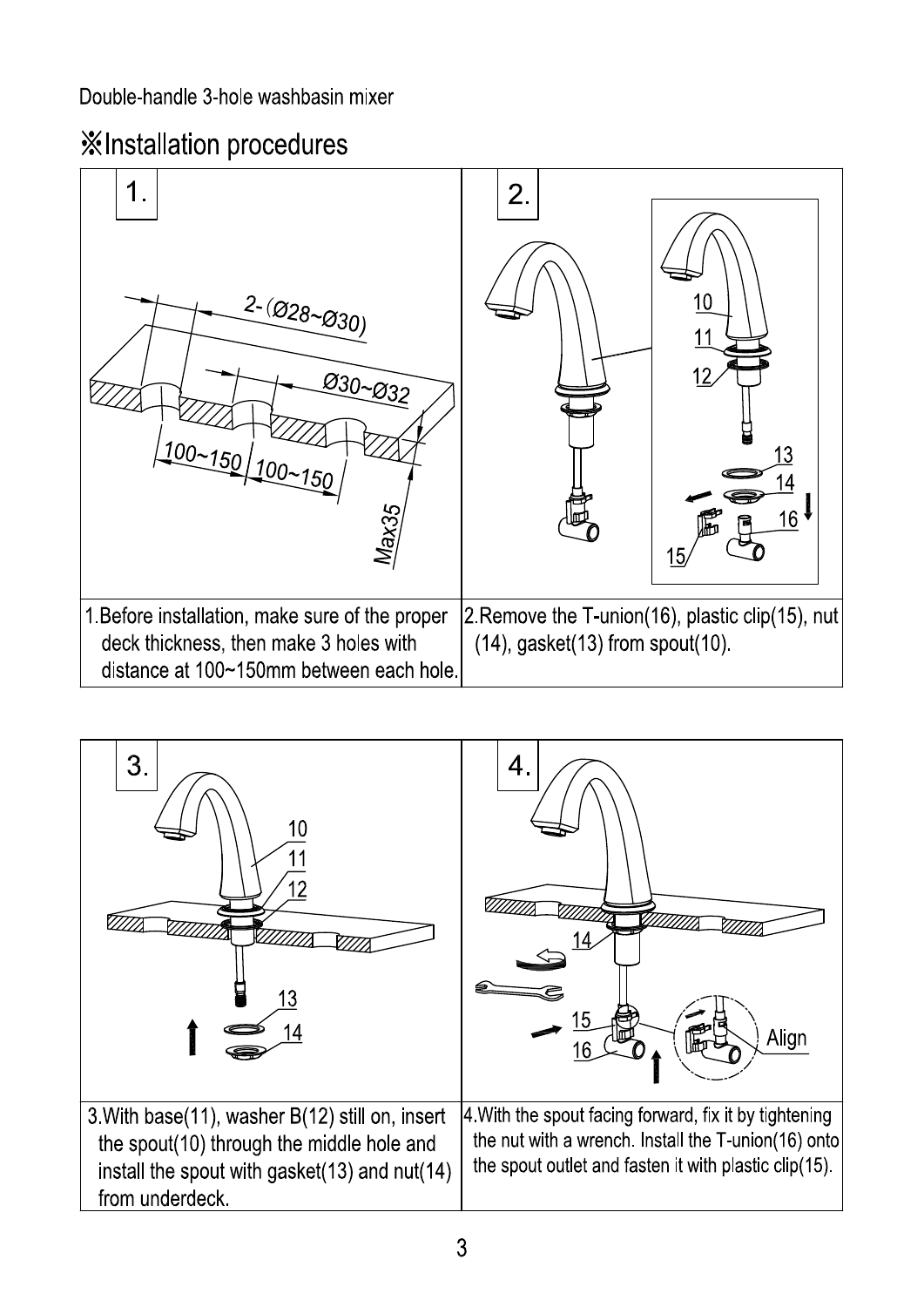Double-handle 3-hole washbasin mixer

## ※Installation procedures

1.

2- (Ø28~Ø30)

Ø30~Ø32

100~150 100~150

Max35

1. Before installation, make sure of the proper deck thickness, then make 3 holes with distance at 100~150mm between each hole.

2.

10
11
12
13
14
16
15

2. Remove the T-union(16), plastic clip(15), nut (14), gasket(13) from spout(10).

3.

10
11
12
13
14

3. With base(11), washer B(12) still on, insert the spout(10) through the middle hole and install the spout with gasket(13) and nut(14) from underdeck.

4.

14
15
16
Align

4. With the spout facing forward, fix it by tightening the nut with a wrench. Install the T-union(16) onto the spout outlet and fasten it with plastic clip(15).